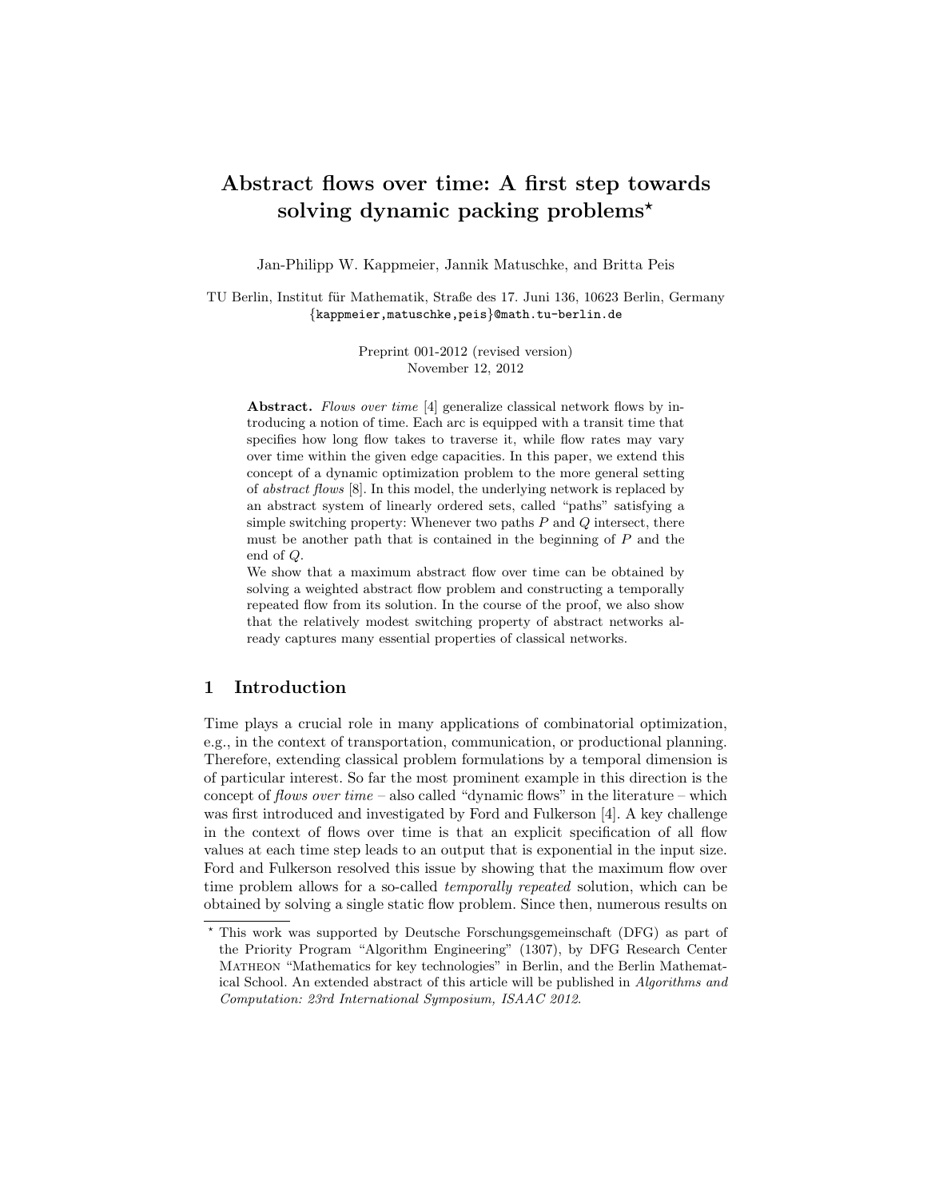# Abstract flows over time: A first step towards solving dynamic packing problems*

Jan-Philipp W. Kappmeier, Jannik Matuschke, and Britta Peis

TU Berlin, Institut für Mathematik, Straße des 17. Juni 136, 10623 Berlin, Germany
{kappmeier,matuschke,peis}@math.tu-berlin.de

Preprint 001-2012 (revised version)
November 12, 2012

**Abstract.** *Flows over time* [4] generalize classical network flows by introducing a notion of time. Each arc is equipped with a transit time that specifies how long flow takes to traverse it, while flow rates may vary over time within the given edge capacities. In this paper, we extend this concept of a dynamic optimization problem to the more general setting of *abstract flows* [8]. In this model, the underlying network is replaced by an abstract system of linearly ordered sets, called "paths" satisfying a simple switching property: Whenever two paths $P$ and $Q$ intersect, there must be another path that is contained in the beginning of $P$ and the end of $Q$.

We show that a maximum abstract flow over time can be obtained by solving a weighted abstract flow problem and constructing a temporally repeated flow from its solution. In the course of the proof, we also show that the relatively modest switching property of abstract networks already captures many essential properties of classical networks.

## 1 Introduction

Time plays a crucial role in many applications of combinatorial optimization, e.g., in the context of transportation, communication, or productional planning. Therefore, extending classical problem formulations by a temporal dimension is of particular interest. So far the most prominent example in this direction is the concept of *flows over time* – also called "dynamic flows" in the literature – which was first introduced and investigated by Ford and Fulkerson [4]. A key challenge in the context of flows over time is that an explicit specification of all flow values at each time step leads to an output that is exponential in the input size. Ford and Fulkerson resolved this issue by showing that the maximum flow over time problem allows for a so-called *temporally repeated* solution, which can be obtained by solving a single static flow problem. Since then, numerous results on

---

* This work was supported by Deutsche Forschungsgemeinschaft (DFG) as part of the Priority Program "Algorithm Engineering" (1307), by DFG Research Center Matheon "Mathematics for key technologies" in Berlin, and the Berlin Mathematical School. An extended abstract of this article will be published in *Algorithms and Computation: 23rd International Symposium, ISAAC 2012*.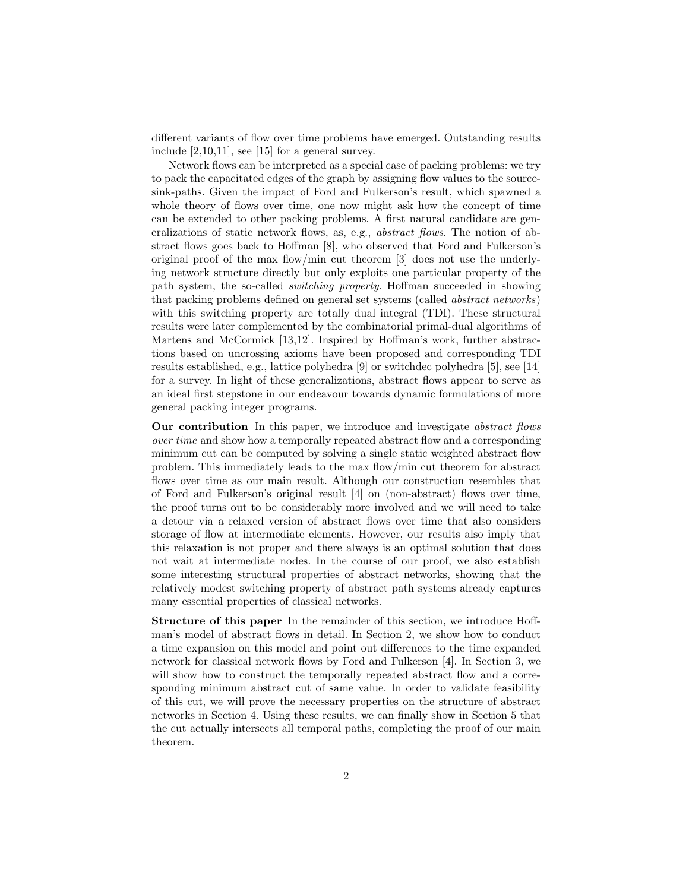different variants of flow over time problems have emerged. Outstanding results include [2,10,11], see [15] for a general survey.

Network flows can be interpreted as a special case of packing problems: we try to pack the capacitated edges of the graph by assigning flow values to the source-sink-paths. Given the impact of Ford and Fulkerson's result, which spawned a whole theory of flows over time, one now might ask how the concept of time can be extended to other packing problems. A first natural candidate are generalizations of static network flows, as, e.g., *abstract flows*. The notion of abstract flows goes back to Hoffman [8], who observed that Ford and Fulkerson's original proof of the max flow/min cut theorem [3] does not use the underlying network structure directly but only exploits one particular property of the path system, the so-called *switching property*. Hoffman succeeded in showing that packing problems defined on general set systems (called *abstract networks*) with this switching property are totally dual integral (TDI). These structural results were later complemented by the combinatorial primal-dual algorithms of Martens and McCormick [13,12]. Inspired by Hoffman's work, further abstractions based on uncrossing axioms have been proposed and corresponding TDI results established, e.g., lattice polyhedra [9] or switchdec polyhedra [5], see [14] for a survey. In light of these generalizations, abstract flows appear to serve as an ideal first stepstone in our endeavour towards dynamic formulations of more general packing integer programs.

**Our contribution** In this paper, we introduce and investigate *abstract flows over time* and show how a temporally repeated abstract flow and a corresponding minimum cut can be computed by solving a single static weighted abstract flow problem. This immediately leads to the max flow/min cut theorem for abstract flows over time as our main result. Although our construction resembles that of Ford and Fulkerson's original result [4] on (non-abstract) flows over time, the proof turns out to be considerably more involved and we will need to take a detour via a relaxed version of abstract flows over time that also considers storage of flow at intermediate elements. However, our results also imply that this relaxation is not proper and there always is an optimal solution that does not wait at intermediate nodes. In the course of our proof, we also establish some interesting structural properties of abstract networks, showing that the relatively modest switching property of abstract path systems already captures many essential properties of classical networks.

**Structure of this paper** In the remainder of this section, we introduce Hoffman's model of abstract flows in detail. In Section 2, we show how to conduct a time expansion on this model and point out differences to the time expanded network for classical network flows by Ford and Fulkerson [4]. In Section 3, we will show how to construct the temporally repeated abstract flow and a corresponding minimum abstract cut of same value. In order to validate feasibility of this cut, we will prove the necessary properties on the structure of abstract networks in Section 4. Using these results, we can finally show in Section 5 that the cut actually intersects all temporal paths, completing the proof of our main theorem.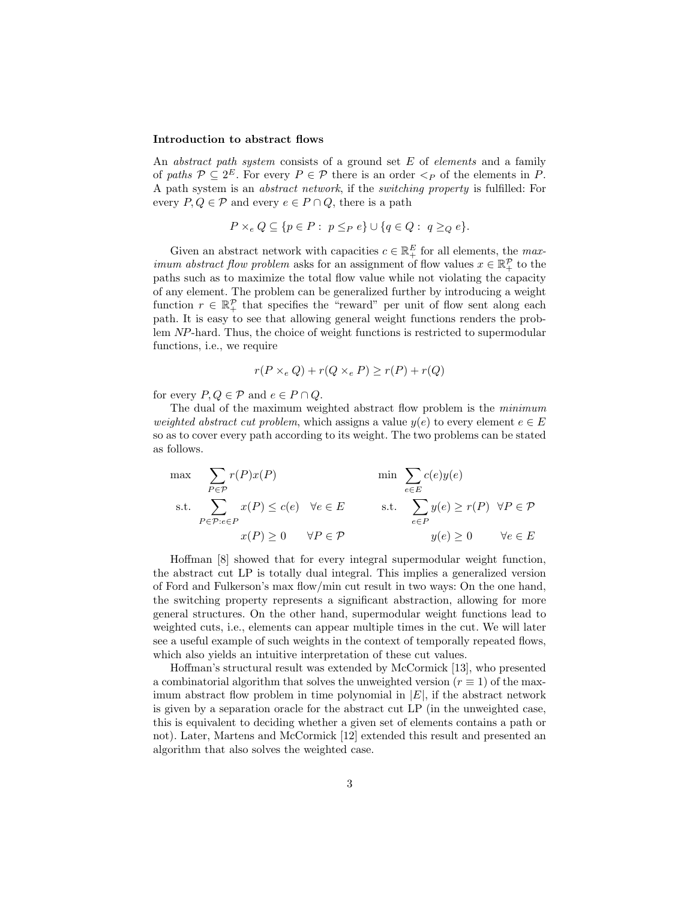**Introduction to abstract flows**

An *abstract path system* consists of a ground set $E$ of *elements* and a family of *paths* $\mathcal{P} \subseteq 2^E$. For every $P \in \mathcal{P}$ there is an order $<_P$ of the elements in $P$. A path system is an *abstract network*, if the *switching property* is fulfilled: For every $P, Q \in \mathcal{P}$ and every $e \in P \cap Q$, there is a path

$$P \times_e Q \subseteq \{p \in P : \; p \leq_P e\} \cup \{q \in Q : \; q \geq_Q e\}.$$

Given an abstract network with capacities $c \in \mathbb{R}_+^E$ for all elements, the *maximum abstract flow problem* asks for an assignment of flow values $x \in \mathbb{R}_+^{\mathcal{P}}$ to the paths such as to maximize the total flow value while not violating the capacity of any element. The problem can be generalized further by introducing a weight function $r \in \mathbb{R}_+^{\mathcal{P}}$ that specifies the "reward" per unit of flow sent along each path. It is easy to see that allowing general weight functions renders the problem *NP*-hard. Thus, the choice of weight functions is restricted to supermodular functions, i.e., we require

$$r(P \times_e Q) + r(Q \times_e P) \geq r(P) + r(Q)$$

for every $P, Q \in \mathcal{P}$ and $e \in P \cap Q$.

The dual of the maximum weighted abstract flow problem is the *minimum weighted abstract cut problem*, which assigns a value $y(e)$ to every element $e \in E$ so as to cover every path according to its weight. The two problems can be stated as follows.

$$\begin{aligned} \max \quad & \sum_{P \in \mathcal{P}} r(P) x(P) \\ \text{s.t.} \quad & \sum_{P \in \mathcal{P} : e \in P} x(P) \leq c(e) \quad \forall e \in E \\ & x(P) \geq 0 \qquad \forall P \in \mathcal{P} \end{aligned} \qquad\qquad \begin{aligned} \min \quad & \sum_{e \in E} c(e) y(e) \\ \text{s.t.} \quad & \sum_{e \in P} y(e) \geq r(P) \quad \forall P \in \mathcal{P} \\ & y(e) \geq 0 \qquad \forall e \in E \end{aligned}$$

Hoffman [8] showed that for every integral supermodular weight function, the abstract cut LP is totally dual integral. This implies a generalized version of Ford and Fulkerson's max flow/min cut result in two ways: On the one hand, the switching property represents a significant abstraction, allowing for more general structures. On the other hand, supermodular weight functions lead to weighted cuts, i.e., elements can appear multiple times in the cut. We will later see a useful example of such weights in the context of temporally repeated flows, which also yields an intuitive interpretation of these cut values.

Hoffman's structural result was extended by McCormick [13], who presented a combinatorial algorithm that solves the unweighted version ($r \equiv 1$) of the maximum abstract flow problem in time polynomial in $|E|$, if the abstract network is given by a separation oracle for the abstract cut LP (in the unweighted case, this is equivalent to deciding whether a given set of elements contains a path or not). Later, Martens and McCormick [12] extended this result and presented an algorithm that also solves the weighted case.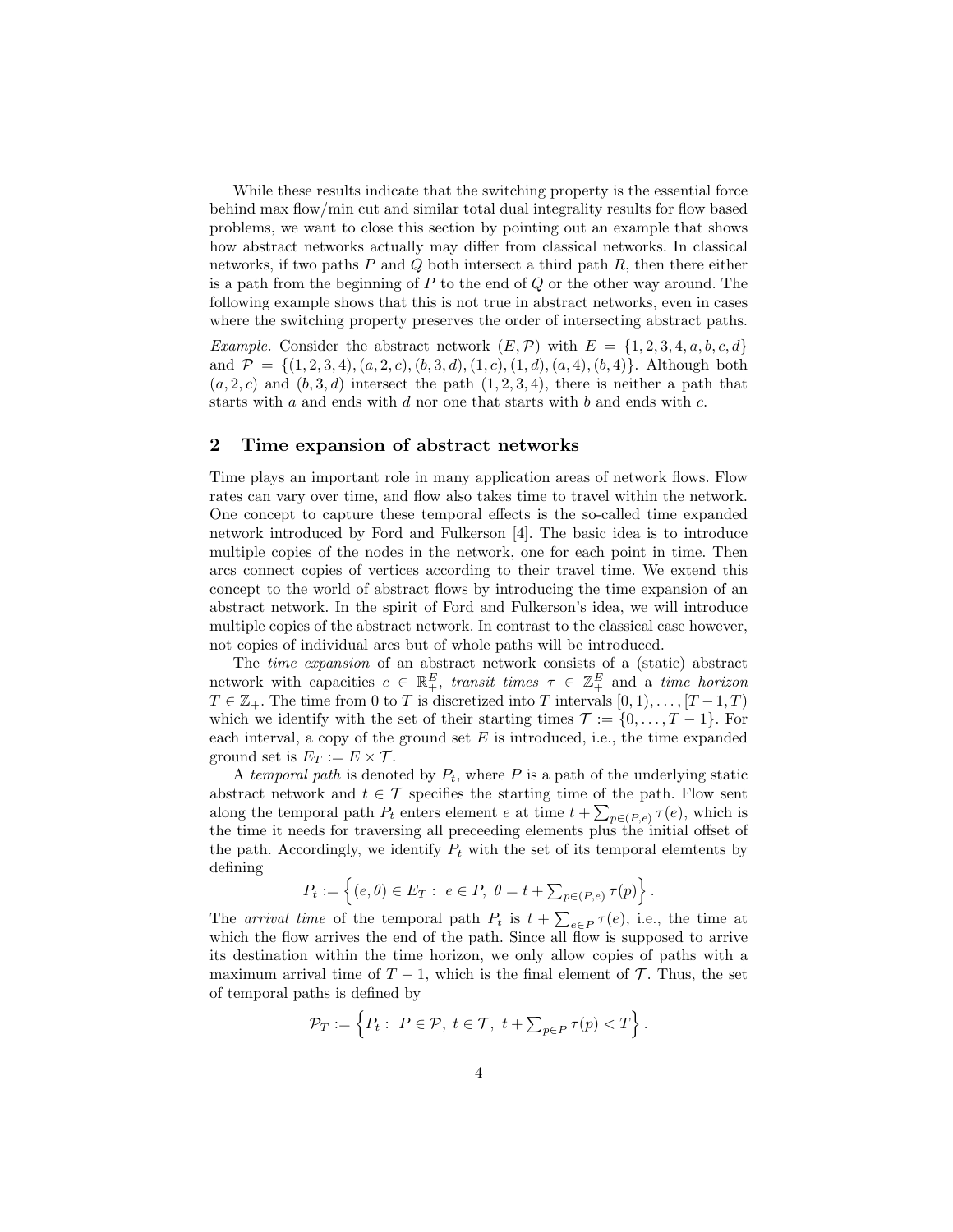While these results indicate that the switching property is the essential force behind max flow/min cut and similar total dual integrality results for flow based problems, we want to close this section by pointing out an example that shows how abstract networks actually may differ from classical networks. In classical networks, if two paths $P$ and $Q$ both intersect a third path $R$, then there either is a path from the beginning of $P$ to the end of $Q$ or the other way around. The following example shows that this is not true in abstract networks, even in cases where the switching property preserves the order of intersecting abstract paths.

*Example.* Consider the abstract network $(E, \mathcal{P})$ with $E = \{1, 2, 3, 4, a, b, c, d\}$ and $\mathcal{P} = \{(1, 2, 3, 4), (a, 2, c), (b, 3, d), (1, c), (1, d), (a, 4), (b, 4)\}$. Although both $(a, 2, c)$ and $(b, 3, d)$ intersect the path $(1, 2, 3, 4)$, there is neither a path that starts with $a$ and ends with $d$ nor one that starts with $b$ and ends with $c$.

## 2 Time expansion of abstract networks

Time plays an important role in many application areas of network flows. Flow rates can vary over time, and flow also takes time to travel within the network. One concept to capture these temporal effects is the so-called time expanded network introduced by Ford and Fulkerson [4]. The basic idea is to introduce multiple copies of the nodes in the network, one for each point in time. Then arcs connect copies of vertices according to their travel time. We extend this concept to the world of abstract flows by introducing the time expansion of an abstract network. In the spirit of Ford and Fulkerson's idea, we will introduce multiple copies of the abstract network. In contrast to the classical case however, not copies of individual arcs but of whole paths will be introduced.

The *time expansion* of an abstract network consists of a (static) abstract network with capacities $c \in \mathbb{R}_+^E$, *transit times* $\tau \in \mathbb{Z}_+^E$ and a *time horizon* $T \in \mathbb{Z}_+$. The time from 0 to $T$ is discretized into $T$ intervals $[0, 1), \ldots, [T-1, T)$ which we identify with the set of their starting times $\mathcal{T} := \{0, \ldots, T-1\}$. For each interval, a copy of the ground set $E$ is introduced, i.e., the time expanded ground set is $E_T := E \times \mathcal{T}$.

A *temporal path* is denoted by $P_t$, where $P$ is a path of the underlying static abstract network and $t \in \mathcal{T}$ specifies the starting time of the path. Flow sent along the temporal path $P_t$ enters element $e$ at time $t + \sum_{p \in (P,e)} \tau(e)$, which is the time it needs for traversing all preceeding elements plus the initial offset of the path. Accordingly, we identify $P_t$ with the set of its temporal elemtents by defining

$$P_t := \left\{ (e, \theta) \in E_T : \ e \in P, \ \theta = t + \textstyle\sum_{p \in (P,e)} \tau(p) \right\}.$$

The *arrival time* of the temporal path $P_t$ is $t + \sum_{e \in P} \tau(e)$, i.e., the time at which the flow arrives the end of the path. Since all flow is supposed to arrive its destination within the time horizon, we only allow copies of paths with a maximum arrival time of $T - 1$, which is the final element of $\mathcal{T}$. Thus, the set of temporal paths is defined by

$$\mathcal{P}_T := \left\{ P_t : \ P \in \mathcal{P}, \ t \in \mathcal{T}, \ t + \textstyle\sum_{p \in P} \tau(p) < T \right\}.$$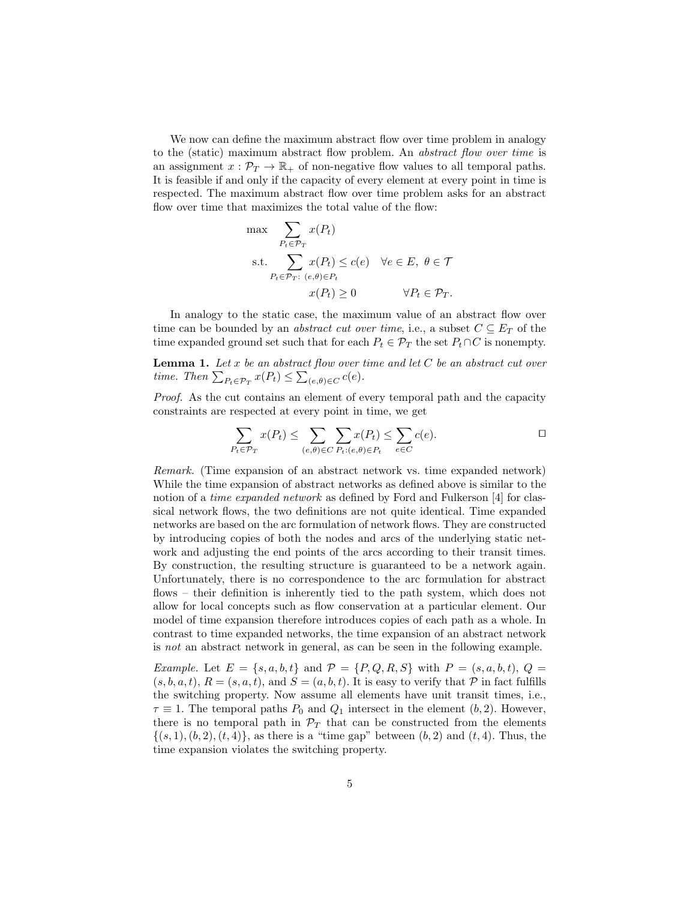We now can define the maximum abstract flow over time problem in analogy to the (static) maximum abstract flow problem. An *abstract flow over time* is an assignment $x : \mathcal{P}_T \to \mathbb{R}_+$ of non-negative flow values to all temporal paths. It is feasible if and only if the capacity of every element at every point in time is respected. The maximum abstract flow over time problem asks for an abstract flow over time that maximizes the total value of the flow:

$$
\begin{aligned}
\max \quad & \sum_{P_t \in \mathcal{P}_T} x(P_t) \\
\text{s.t.} \quad & \sum_{P_t \in \mathcal{P}_T :\ (e,\theta) \in P_t} x(P_t) \le c(e) \quad \forall e \in E,\ \theta \in \mathcal{T} \\
& x(P_t) \ge 0 \qquad\qquad \forall P_t \in \mathcal{P}_T .
\end{aligned}
$$

In analogy to the static case, the maximum value of an abstract flow over time can be bounded by an *abstract cut over time*, i.e., a subset $C \subseteq E_T$ of the time expanded ground set such that for each $P_t \in \mathcal{P}_T$ the set $P_t \cap C$ is nonempty.

**Lemma 1.** *Let $x$ be an abstract flow over time and let $C$ be an abstract cut over time. Then $\sum_{P_t \in \mathcal{P}_T} x(P_t) \le \sum_{(e,\theta) \in C} c(e)$.*

*Proof.* As the cut contains an element of every temporal path and the capacity constraints are respected at every point in time, we get

$$
\sum_{P_t \in \mathcal{P}_T} x(P_t) \le \sum_{(e,\theta) \in C} \sum_{P_t : (e,\theta) \in P_t} x(P_t) \le \sum_{e \in C} c(e). \qquad \square
$$

*Remark.* (Time expansion of an abstract network vs. time expanded network) While the time expansion of abstract networks as defined above is similar to the notion of a *time expanded network* as defined by Ford and Fulkerson [4] for classical network flows, the two definitions are not quite identical. Time expanded networks are based on the arc formulation of network flows. They are constructed by introducing copies of both the nodes and arcs of the underlying static network and adjusting the end points of the arcs according to their transit times. By construction, the resulting structure is guaranteed to be a network again. Unfortunately, there is no correspondence to the arc formulation for abstract flows – their definition is inherently tied to the path system, which does not allow for local concepts such as flow conservation at a particular element. Our model of time expansion therefore introduces copies of each path as a whole. In contrast to time expanded networks, the time expansion of an abstract network is *not* an abstract network in general, as can be seen in the following example.

*Example.* Let $E = \{s, a, b, t\}$ and $\mathcal{P} = \{P, Q, R, S\}$ with $P = (s, a, b, t)$, $Q = (s, b, a, t)$, $R = (s, a, t)$, and $S = (a, b, t)$. It is easy to verify that $\mathcal{P}$ in fact fulfills the switching property. Now assume all elements have unit transit times, i.e., $\tau \equiv 1$. The temporal paths $P_0$ and $Q_1$ intersect in the element $(b, 2)$. However, there is no temporal path in $\mathcal{P}_T$ that can be constructed from the elements $\{(s, 1), (b, 2), (t, 4)\}$, as there is a "time gap" between $(b, 2)$ and $(t, 4)$. Thus, the time expansion violates the switching property.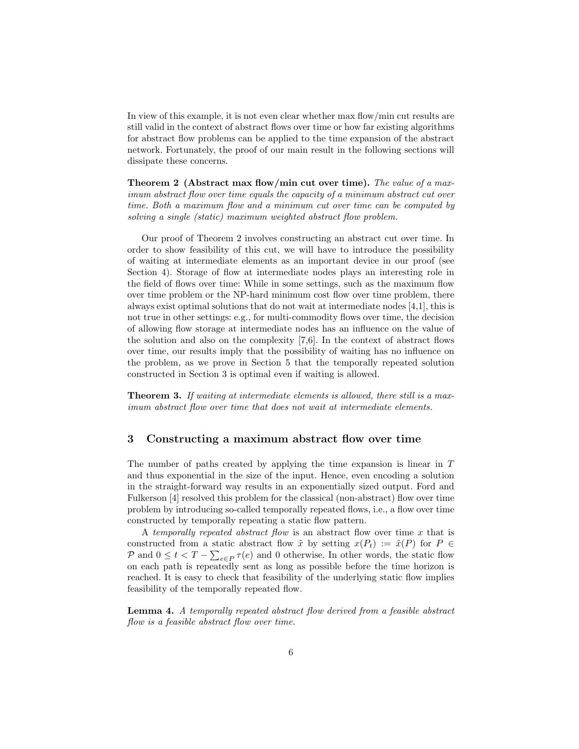In view of this example, it is not even clear whether max flow/min cut results are still valid in the context of abstract flows over time or how far existing algorithms for abstract flow problems can be applied to the time expansion of the abstract network. Fortunately, the proof of our main result in the following sections will dissipate these concerns.

**Theorem 2 (Abstract max flow/min cut over time).** *The value of a maximum abstract flow over time equals the capacity of a minimum abstract cut over time. Both a maximum flow and a minimum cut over time can be computed by solving a single (static) maximum weighted abstract flow problem.*

Our proof of Theorem 2 involves constructing an abstract cut over time. In order to show feasibility of this cut, we will have to introduce the possibility of waiting at intermediate elements as an important device in our proof (see Section 4). Storage of flow at intermediate nodes plays an interesting role in the field of flows over time: While in some settings, such as the maximum flow over time problem or the NP-hard minimum cost flow over time problem, there always exist optimal solutions that do not wait at intermediate nodes [4,1], this is not true in other settings: e.g., for multi-commodity flows over time, the decision of allowing flow storage at intermediate nodes has an influence on the value of the solution and also on the complexity [7,6]. In the context of abstract flows over time, our results imply that the possibility of waiting has no influence on the problem, as we prove in Section 5 that the temporally repeated solution constructed in Section 3 is optimal even if waiting is allowed.

**Theorem 3.** *If waiting at intermediate elements is allowed, there still is a maximum abstract flow over time that does not wait at intermediate elements.*

## 3 Constructing a maximum abstract flow over time

The number of paths created by applying the time expansion is linear in $T$ and thus exponential in the size of the input. Hence, even encoding a solution in the straight-forward way results in an exponentially sized output. Ford and Fulkerson [4] resolved this problem for the classical (non-abstract) flow over time problem by introducing so-called temporally repeated flows, i.e., a flow over time constructed by temporally repeating a static flow pattern.

A *temporally repeated abstract flow* is an abstract flow over time $x$ that is constructed from a static abstract flow $\tilde{x}$ by setting $x(P_t) := \tilde{x}(P)$ for $P \in \mathcal{P}$ and $0 \leq t < T - \sum_{e \in P} \tau(e)$ and 0 otherwise. In other words, the static flow on each path is repeatedly sent as long as possible before the time horizon is reached. It is easy to check that feasibility of the underlying static flow implies feasibility of the temporally repeated flow.

**Lemma 4.** *A temporally repeated abstract flow derived from a feasible abstract flow is a feasible abstract flow over time.*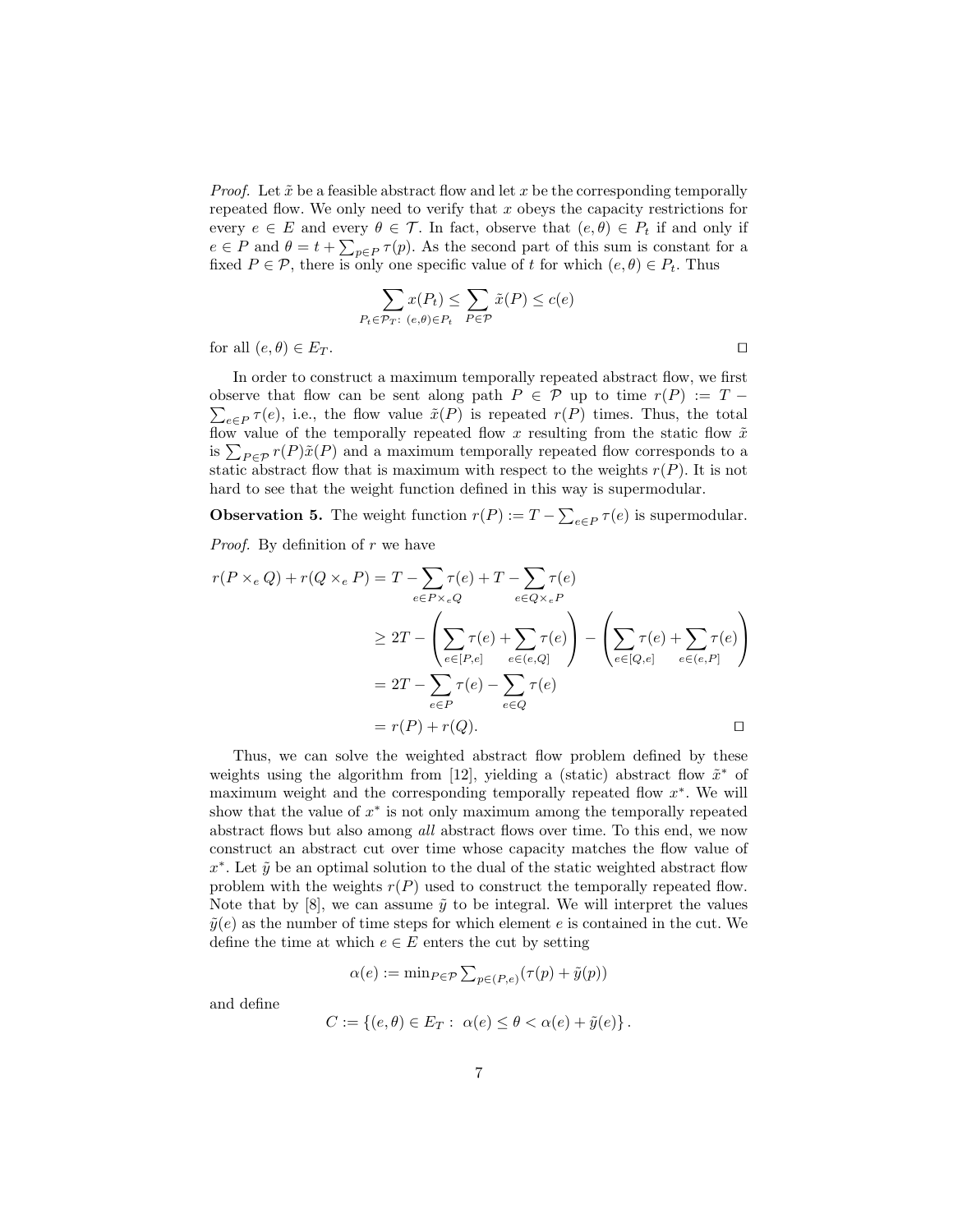*Proof.* Let $\tilde{x}$ be a feasible abstract flow and let $x$ be the corresponding temporally repeated flow. We only need to verify that $x$ obeys the capacity restrictions for every $e \in E$ and every $\theta \in \mathcal{T}$. In fact, observe that $(e, \theta) \in P_t$ if and only if $e \in P$ and $\theta = t + \sum_{p \in P} \tau(p)$. As the second part of this sum is constant for a fixed $P \in \mathcal{P}$, there is only one specific value of $t$ for which $(e, \theta) \in P_t$. Thus

$$\sum_{P_t \in \mathcal{P}_T \colon (e,\theta) \in P_t} x(P_t) \leq \sum_{P \in \mathcal{P}} \tilde{x}(P) \leq c(e)$$

for all $(e, \theta) \in E_T$. □

In order to construct a maximum temporally repeated abstract flow, we first observe that flow can be sent along path $P \in \mathcal{P}$ up to time $r(P) := T - \sum_{e \in P} \tau(e)$, i.e., the flow value $\tilde{x}(P)$ is repeated $r(P)$ times. Thus, the total flow value of the temporally repeated flow $x$ resulting from the static flow $\tilde{x}$ is $\sum_{P \in \mathcal{P}} r(P)\tilde{x}(P)$ and a maximum temporally repeated flow corresponds to a static abstract flow that is maximum with respect to the weights $r(P)$. It is not hard to see that the weight function defined in this way is supermodular.

**Observation 5.** The weight function $r(P) := T - \sum_{e \in P} \tau(e)$ is supermodular.

*Proof.* By definition of $r$ we have

$$\begin{aligned}
r(P \times_e Q) + r(Q \times_e P) &= T - \sum_{e \in P \times_e Q} \tau(e) + T - \sum_{e \in Q \times_e P} \tau(e) \\
&\geq 2T - \left( \sum_{e \in [P,e]} \tau(e) + \sum_{e \in (e,Q]} \tau(e) \right) - \left( \sum_{e \in [Q,e]} \tau(e) + \sum_{e \in (e,P]} \tau(e) \right) \\
&= 2T - \sum_{e \in P} \tau(e) - \sum_{e \in Q} \tau(e) \\
&= r(P) + r(Q).
\end{aligned}$$

□

Thus, we can solve the weighted abstract flow problem defined by these weights using the algorithm from [12], yielding a (static) abstract flow $\tilde{x}^*$ of maximum weight and the corresponding temporally repeated flow $x^*$. We will show that the value of $x^*$ is not only maximum among the temporally repeated abstract flows but also among *all* abstract flows over time. To this end, we now construct an abstract cut over time whose capacity matches the flow value of $x^*$. Let $\tilde{y}$ be an optimal solution to the dual of the static weighted abstract flow problem with the weights $r(P)$ used to construct the temporally repeated flow. Note that by [8], we can assume $\tilde{y}$ to be integral. We will interpret the values $\tilde{y}(e)$ as the number of time steps for which element $e$ is contained in the cut. We define the time at which $e \in E$ enters the cut by setting

$$\alpha(e) := \min\nolimits_{P \in \mathcal{P}} \sum\nolimits_{p \in (P,e)} (\tau(p) + \tilde{y}(p))$$

and define

$$C := \{(e, \theta) \in E_T : \ \alpha(e) \leq \theta < \alpha(e) + \tilde{y}(e)\}.$$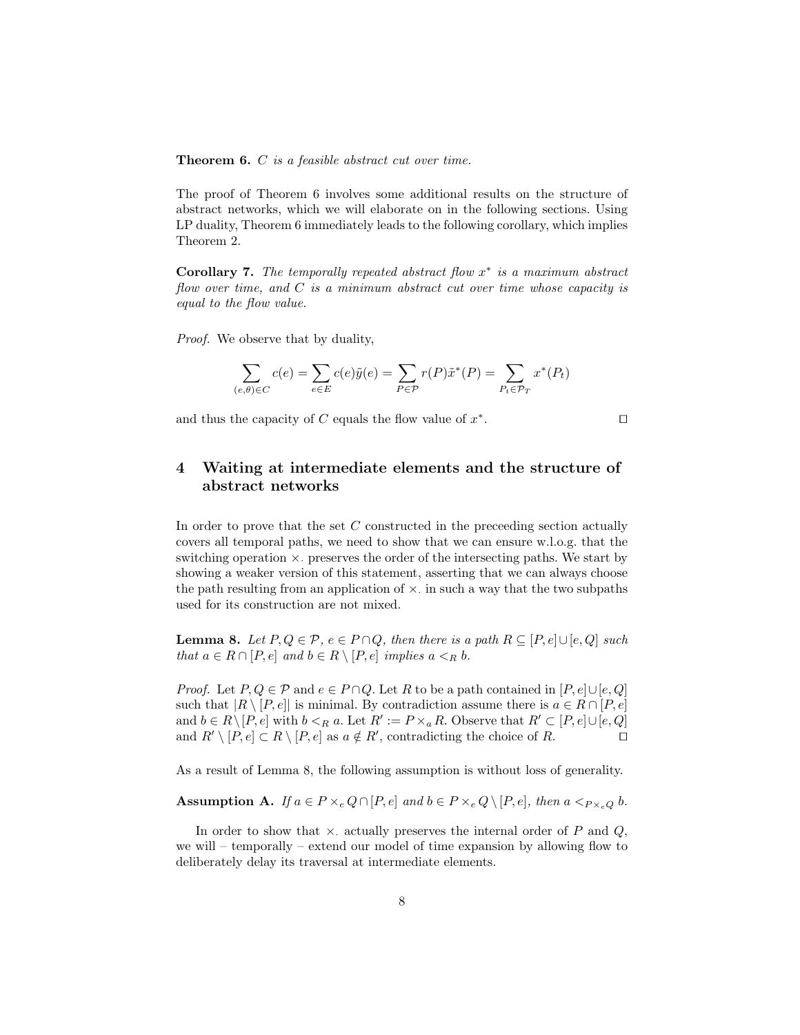**Theorem 6.** *$C$ is a feasible abstract cut over time.*

The proof of Theorem 6 involves some additional results on the structure of abstract networks, which we will elaborate on in the following sections. Using LP duality, Theorem 6 immediately leads to the following corollary, which implies Theorem 2.

**Corollary 7.** *The temporally repeated abstract flow $x^*$ is a maximum abstract flow over time, and $C$ is a minimum abstract cut over time whose capacity is equal to the flow value.*

*Proof.* We observe that by duality,

$$\sum_{(e,\theta)\in C} c(e) = \sum_{e \in E} c(e)\tilde{y}(e) = \sum_{P \in \mathcal{P}} r(P)\tilde{x}^*(P) = \sum_{P_t \in \mathcal{P}_T} x^*(P_t)$$

and thus the capacity of $C$ equals the flow value of $x^*$. $\square$

## 4 Waiting at intermediate elements and the structure of abstract networks

In order to prove that the set $C$ constructed in the preceeding section actually covers all temporal paths, we need to show that we can ensure w.l.o.g. that the switching operation $\times.$ preserves the order of the intersecting paths. We start by showing a weaker version of this statement, asserting that we can always choose the path resulting from an application of $\times.$ in such a way that the two subpaths used for its construction are not mixed.

**Lemma 8.** *Let $P, Q \in \mathcal{P}$, $e \in P \cap Q$, then there is a path $R \subseteq [P, e] \cup [e, Q]$ such that $a \in R \cap [P, e]$ and $b \in R \setminus [P, e]$ implies $a <_R b$.*

*Proof.* Let $P, Q \in \mathcal{P}$ and $e \in P \cap Q$. Let $R$ to be a path contained in $[P, e] \cup [e, Q]$ such that $|R \setminus [P, e]|$ is minimal. By contradiction assume there is $a \in R \cap [P, e]$ and $b \in R \setminus [P, e]$ with $b <_R a$. Let $R' := P \times_a R$. Observe that $R' \subset [P, e] \cup [e, Q]$ and $R' \setminus [P, e] \subset R \setminus [P, e]$ as $a \notin R'$, contradicting the choice of $R$. $\square$

As a result of Lemma 8, the following assumption is without loss of generality.

**Assumption A.** *If $a \in P \times_e Q \cap [P, e]$ and $b \in P \times_e Q \setminus [P, e]$, then $a <_{P \times_e Q} b$.*

In order to show that $\times.$ actually preserves the internal order of $P$ and $Q$, we will – temporally – extend our model of time expansion by allowing flow to deliberately delay its traversal at intermediate elements.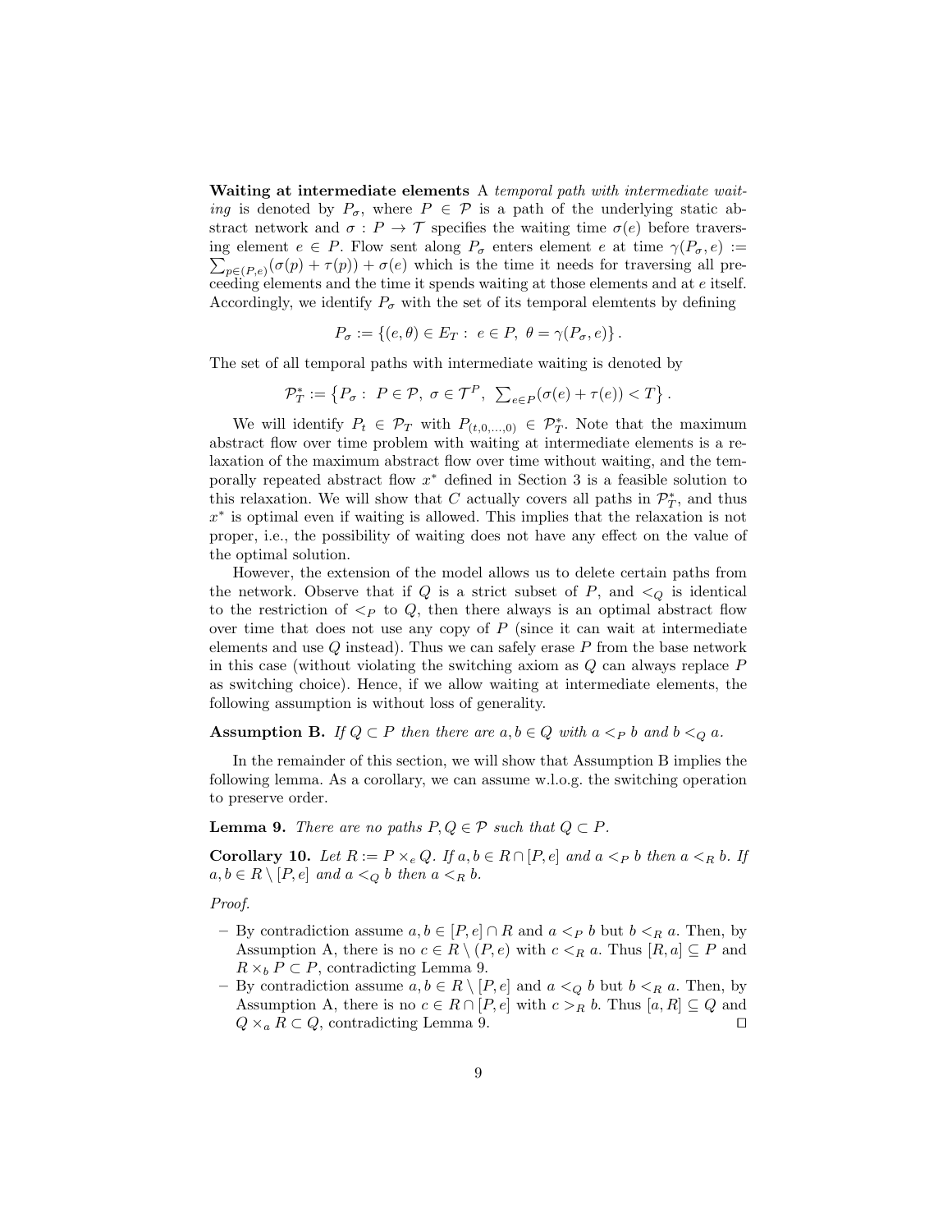**Waiting at intermediate elements** A *temporal path with intermediate waiting* is denoted by $P_\sigma$, where $P \in \mathcal{P}$ is a path of the underlying static abstract network and $\sigma : P \to \mathcal{T}$ specifies the waiting time $\sigma(e)$ before traversing element $e \in P$. Flow sent along $P_\sigma$ enters element $e$ at time $\gamma(P_\sigma, e) := \sum_{p \in (P,e)} (\sigma(p) + \tau(p)) + \sigma(e)$ which is the time it needs for traversing all preceeding elements and the time it spends waiting at those elements and at $e$ itself. Accordingly, we identify $P_\sigma$ with the set of its temporal elemtents by defining

$$P_\sigma := \{(e, \theta) \in E_T : \ e \in P, \ \theta = \gamma(P_\sigma, e)\}.$$

The set of all temporal paths with intermediate waiting is denoted by

$$\mathcal{P}_T^* := \left\{P_\sigma : \ P \in \mathcal{P}, \ \sigma \in \mathcal{T}^P, \ \textstyle\sum_{e \in P} (\sigma(e) + \tau(e)) < T\right\}.$$

We will identify $P_t \in \mathcal{P}_T$ with $P_{(t,0,\dots,0)} \in \mathcal{P}_T^*$. Note that the maximum abstract flow over time problem with waiting at intermediate elements is a relaxation of the maximum abstract flow over time without waiting, and the temporally repeated abstract flow $x^*$ defined in Section 3 is a feasible solution to this relaxation. We will show that $C$ actually covers all paths in $\mathcal{P}_T^*$, and thus $x^*$ is optimal even if waiting is allowed. This implies that the relaxation is not proper, i.e., the possibility of waiting does not have any effect on the value of the optimal solution.

However, the extension of the model allows us to delete certain paths from the network. Observe that if $Q$ is a strict subset of $P$, and $<_Q$ is identical to the restriction of $<_P$ to $Q$, then there always is an optimal abstract flow over time that does not use any copy of $P$ (since it can wait at intermediate elements and use $Q$ instead). Thus we can safely erase $P$ from the base network in this case (without violating the switching axiom as $Q$ can always replace $P$ as switching choice). Hence, if we allow waiting at intermediate elements, the following assumption is without loss of generality.

**Assumption B.** *If $Q \subset P$ then there are $a, b \in Q$ with $a <_P b$ and $b <_Q a$.*

In the remainder of this section, we will show that Assumption B implies the following lemma. As a corollary, we can assume w.l.o.g. the switching operation to preserve order.

**Lemma 9.** *There are no paths $P, Q \in \mathcal{P}$ such that $Q \subset P$.*

**Corollary 10.** *Let $R := P \times_e Q$. If $a, b \in R \cap [P, e]$ and $a <_P b$ then $a <_R b$. If $a, b \in R \setminus [P, e]$ and $a <_Q b$ then $a <_R b$.*

*Proof.*

- By contradiction assume $a, b \in [P, e] \cap R$ and $a <_P b$ but $b <_R a$. Then, by Assumption A, there is no $c \in R \setminus (P, e)$ with $c <_R a$. Thus $[R, a] \subseteq P$ and $R \times_b P \subset P$, contradicting Lemma 9.
- By contradiction assume $a, b \in R \setminus [P, e]$ and $a <_Q b$ but $b <_R a$. Then, by Assumption A, there is no $c \in R \cap [P, e]$ with $c >_R b$. Thus $[a, R] \subseteq Q$ and $Q \times_a R \subset Q$, contradicting Lemma 9. □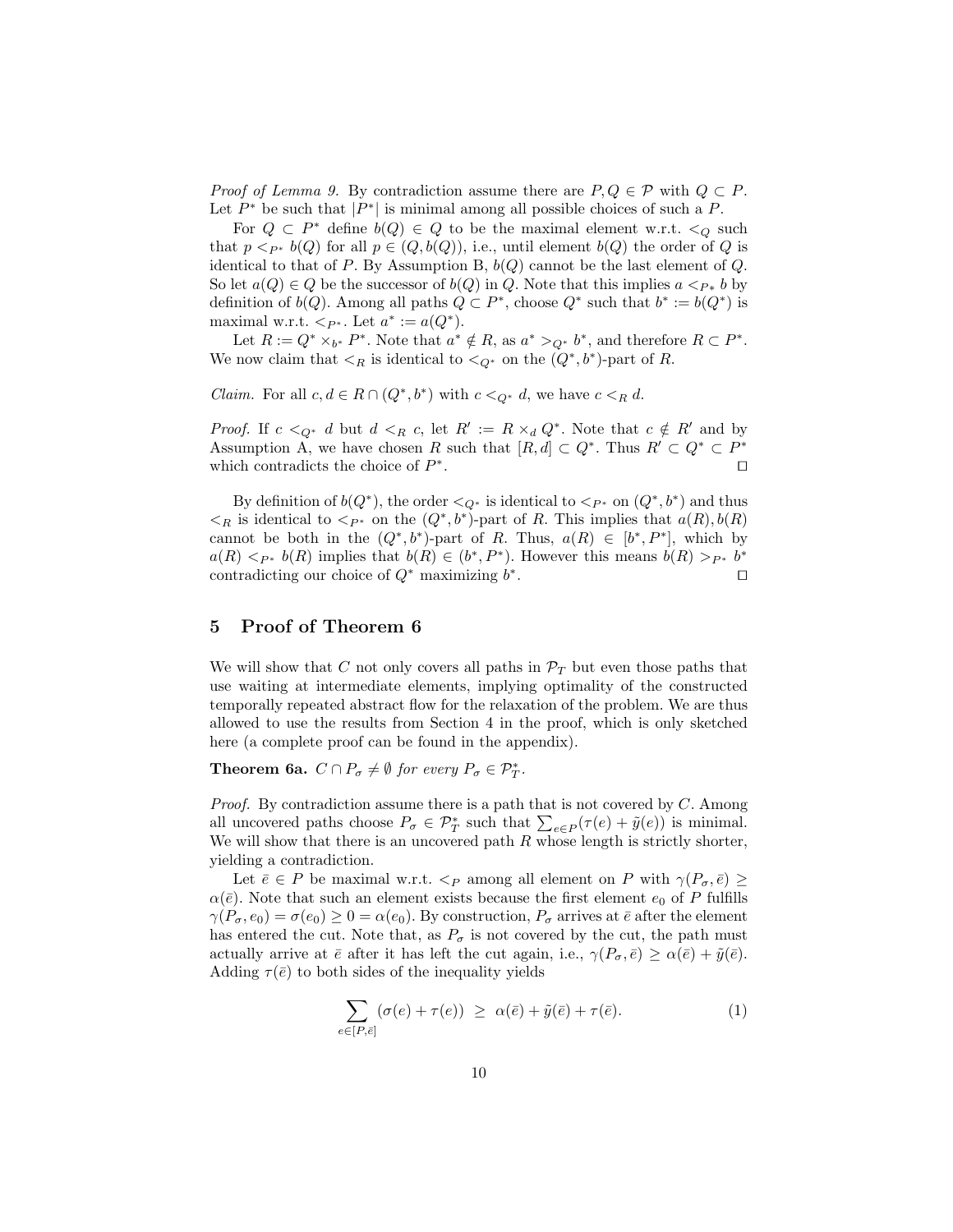*Proof of Lemma 9.* By contradiction assume there are $P, Q \in \mathcal{P}$ with $Q \subset P$. Let $P^*$ be such that $|P^*|$ is minimal among all possible choices of such a $P$.

For $Q \subset P^*$ define $b(Q) \in Q$ to be the maximal element w.r.t. $<_Q$ such that $p <_{P^*} b(Q)$ for all $p \in (Q, b(Q))$, i.e., until element $b(Q)$ the order of $Q$ is identical to that of $P$. By Assumption B, $b(Q)$ cannot be the last element of $Q$. So let $a(Q) \in Q$ be the successor of $b(Q)$ in $Q$. Note that this implies $a <_{P*} b$ by definition of $b(Q)$. Among all paths $Q \subset P^*$, choose $Q^*$ such that $b^* := b(Q^*)$ is maximal w.r.t. $<_{P^*}$. Let $a^* := a(Q^*)$.

Let $R := Q^* \times_{b^*} P^*$. Note that $a^* \notin R$, as $a^* >_{Q^*} b^*$, and therefore $R \subset P^*$. We now claim that $<_R$ is identical to $<_{Q^*}$ on the $(Q^*, b^*)$-part of $R$.

*Claim.* For all $c, d \in R \cap (Q^*, b^*)$ with $c <_{Q^*} d$, we have $c <_R d$.

*Proof.* If $c <_{Q^*} d$ but $d <_R c$, let $R' := R \times_d Q^*$. Note that $c \notin R'$ and by Assumption A, we have chosen $R$ such that $[R, d] \subset Q^*$. Thus $R' \subset Q^* \subset P^*$ which contradicts the choice of $P^*$. ◻

By definition of $b(Q^*)$, the order $<_{Q^*}$ is identical to $<_{P^*}$ on $(Q^*, b^*)$ and thus $<_R$ is identical to $<_{P^*}$ on the $(Q^*, b^*)$-part of $R$. This implies that $a(R), b(R)$ cannot be both in the $(Q^*, b^*)$-part of $R$. Thus, $a(R) \in [b^*, P^*]$, which by $a(R) <_{P^*} b(R)$ implies that $b(R) \in (b^*, P^*)$. However this means $b(R) >_{P^*} b^*$ contradicting our choice of $Q^*$ maximizing $b^*$. ◻

## 5 Proof of Theorem 6

We will show that $C$ not only covers all paths in $\mathcal{P}_T$ but even those paths that use waiting at intermediate elements, implying optimality of the constructed temporally repeated abstract flow for the relaxation of the problem. We are thus allowed to use the results from Section 4 in the proof, which is only sketched here (a complete proof can be found in the appendix).

**Theorem 6a.** *$C \cap P_\sigma \neq \emptyset$ for every $P_\sigma \in \mathcal{P}^*_T$.*

*Proof.* By contradiction assume there is a path that is not covered by $C$. Among all uncovered paths choose $P_\sigma \in \mathcal{P}^*_T$ such that $\sum_{e \in P}(\tau(e) + \tilde{y}(e))$ is minimal. We will show that there is an uncovered path $R$ whose length is strictly shorter, yielding a contradiction.

Let $\bar{e} \in P$ be maximal w.r.t. $<_P$ among all element on $P$ with $\gamma(P_\sigma, \bar{e}) \geq \alpha(\bar{e})$. Note that such an element exists because the first element $e_0$ of $P$ fulfills $\gamma(P_\sigma, e_0) = \sigma(e_0) \geq 0 = \alpha(e_0)$. By construction, $P_\sigma$ arrives at $\bar{e}$ after the element has entered the cut. Note that, as $P_\sigma$ is not covered by the cut, the path must actually arrive at $\bar{e}$ after it has left the cut again, i.e., $\gamma(P_\sigma, \bar{e}) \geq \alpha(\bar{e}) + \tilde{y}(\bar{e})$. Adding $\tau(\bar{e})$ to both sides of the inequality yields

$$\sum_{e \in [P, \bar{e}]} (\sigma(e) + \tau(e)) \;\geq\; \alpha(\bar{e}) + \tilde{y}(\bar{e}) + \tau(\bar{e}). \tag{1}$$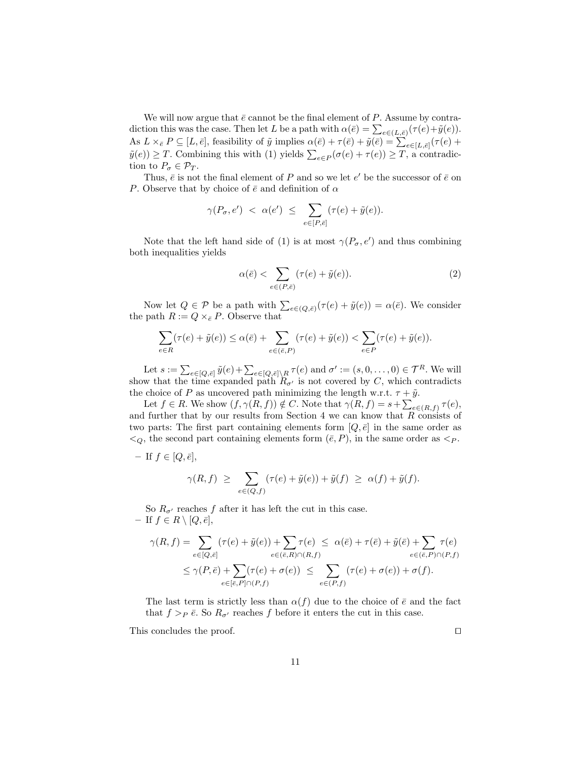We will now argue that $\bar{e}$ cannot be the final element of $P$. Assume by contradiction this was the case. Then let $L$ be a path with $\alpha(\bar{e}) = \sum_{e \in (L,\bar{e})}(\tau(e)+\tilde{y}(e))$. As $L \times_{\bar{e}} P \subseteq [L, \bar{e}]$, feasibility of $\tilde{y}$ implies $\alpha(\bar{e}) + \tau(\bar{e}) + \tilde{y}(\bar{e}) = \sum_{e \in [L,\bar{e}]}(\tau(e) + \tilde{y}(e)) \geq T$. Combining this with (1) yields $\sum_{e \in P}(\sigma(e) + \tau(e)) \geq T$, a contradiction to $P_\sigma \in \mathcal{P}_T$.

Thus, $\bar{e}$ is not the final element of $P$ and so we let $e'$ be the successor of $\bar{e}$ on $P$. Observe that by choice of $\bar{e}$ and definition of $\alpha$

$$\gamma(P_\sigma, e') \;<\; \alpha(e') \;\leq\; \sum_{e \in [P,\bar{e}]} (\tau(e) + \tilde{y}(e)).$$

Note that the left hand side of (1) is at most $\gamma(P_\sigma, e')$ and thus combining both inequalities yields

$$\alpha(\bar{e}) < \sum_{e \in (P,\bar{e})} (\tau(e) + \tilde{y}(e)). \tag{2}$$

Now let $Q \in \mathcal{P}$ be a path with $\sum_{e \in (Q,\bar{e})}(\tau(e) + \tilde{y}(e)) = \alpha(\bar{e})$. We consider the path $R := Q \times_{\bar{e}} P$. Observe that

$$\sum_{e \in R}(\tau(e) + \tilde{y}(e)) \leq \alpha(\bar{e}) + \sum_{e \in (\bar{e},P)} (\tau(e) + \tilde{y}(e)) < \sum_{e \in P}(\tau(e) + \tilde{y}(e)).$$

Let $s := \sum_{e \in [Q,\bar{e}]} \tilde{y}(e) + \sum_{e \in [Q,\bar{e}] \setminus R} \tau(e)$ and $\sigma' := (s, 0, \ldots, 0) \in \mathcal{T}^R$. We will show that the time expanded path $R_{\sigma'}$ is not covered by $C$, which contradicts the choice of $P$ as uncovered path minimizing the length w.r.t. $\tau + \tilde{y}$.

Let $f \in R$. We show $(f, \gamma(R, f)) \notin C$. Note that $\gamma(R, f) = s + \sum_{e \in (R,f)} \tau(e)$, and further that by our results from Section 4 we can know that $R$ consists of two parts: The first part containing elements form $[Q, \bar{e}]$ in the same order as $<_Q$, the second part containing elements form $(\bar{e}, P)$, in the same order as $<_P$.

- If $f \in [Q, \bar{e}]$,

$$\gamma(R, f) \;\geq\; \sum_{e \in (Q,f)} (\tau(e) + \tilde{y}(e)) + \tilde{y}(f) \;\geq\; \alpha(f) + \tilde{y}(f).$$

  So $R_{\sigma'}$ reaches $f$ after it has left the cut in this case.

- If $f \in R \setminus [Q, \bar{e}]$,

$$\begin{aligned}\gamma(R, f) = \sum_{e \in [Q,\bar{e}]} (\tau(e) + \tilde{y}(e)) + \sum_{e \in (\bar{e},R) \cap (R,f)} \tau(e) \;&\leq\; \alpha(\bar{e}) + \tau(\bar{e}) + \tilde{y}(\bar{e}) + \sum_{e \in (\bar{e},P) \cap (P,f)} \tau(e) \\ \leq \gamma(P, \bar{e}) + \sum_{e \in [\bar{e},P] \cap (P,f)} (\tau(e) + \sigma(e)) \;&\leq\; \sum_{e \in (P,f)} (\tau(e) + \sigma(e)) + \sigma(f).\end{aligned}$$

  The last term is strictly less than $\alpha(f)$ due to the choice of $\bar{e}$ and the fact that $f >_P \bar{e}$. So $R_{\sigma'}$ reaches $f$ before it enters the cut in this case.

This concludes the proof. $\square$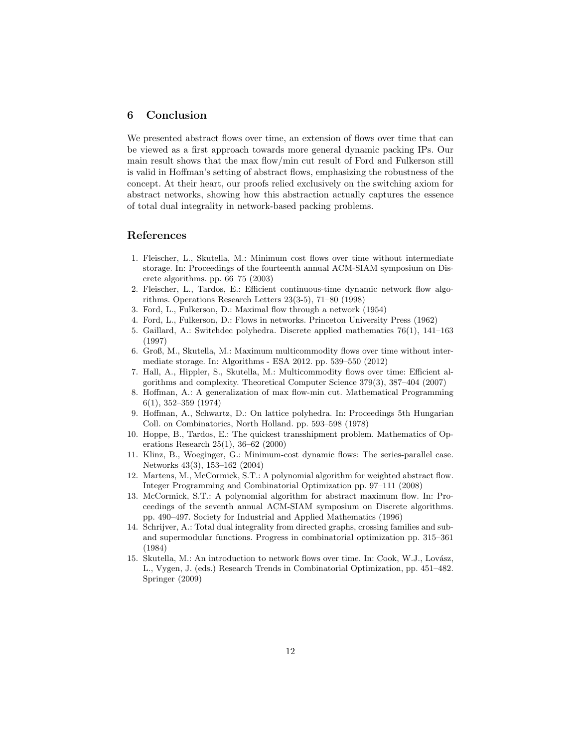## 6 Conclusion

We presented abstract flows over time, an extension of flows over time that can be viewed as a first approach towards more general dynamic packing IPs. Our main result shows that the max flow/min cut result of Ford and Fulkerson still is valid in Hoffman's setting of abstract flows, emphasizing the robustness of the concept. At their heart, our proofs relied exclusively on the switching axiom for abstract networks, showing how this abstraction actually captures the essence of total dual integrality in network-based packing problems.

## References

1. Fleischer, L., Skutella, M.: Minimum cost flows over time without intermediate storage. In: Proceedings of the fourteenth annual ACM-SIAM symposium on Discrete algorithms. pp. 66–75 (2003)
2. Fleischer, L., Tardos, E.: Efficient continuous-time dynamic network flow algorithms. Operations Research Letters 23(3-5), 71–80 (1998)
3. Ford, L., Fulkerson, D.: Maximal flow through a network (1954)
4. Ford, L., Fulkerson, D.: Flows in networks. Princeton University Press (1962)
5. Gaillard, A.: Switchdec polyhedra. Discrete applied mathematics 76(1), 141–163 (1997)
6. Groß, M., Skutella, M.: Maximum multicommodity flows over time without intermediate storage. In: Algorithms - ESA 2012. pp. 539–550 (2012)
7. Hall, A., Hippler, S., Skutella, M.: Multicommodity flows over time: Efficient algorithms and complexity. Theoretical Computer Science 379(3), 387–404 (2007)
8. Hoffman, A.: A generalization of max flow-min cut. Mathematical Programming 6(1), 352–359 (1974)
9. Hoffman, A., Schwartz, D.: On lattice polyhedra. In: Proceedings 5th Hungarian Coll. on Combinatorics, North Holland. pp. 593–598 (1978)
10. Hoppe, B., Tardos, E.: The quickest transshipment problem. Mathematics of Operations Research 25(1), 36–62 (2000)
11. Klinz, B., Woeginger, G.: Minimum-cost dynamic flows: The series-parallel case. Networks 43(3), 153–162 (2004)
12. Martens, M., McCormick, S.T.: A polynomial algorithm for weighted abstract flow. Integer Programming and Combinatorial Optimization pp. 97–111 (2008)
13. McCormick, S.T.: A polynomial algorithm for abstract maximum flow. In: Proceedings of the seventh annual ACM-SIAM symposium on Discrete algorithms. pp. 490–497. Society for Industrial and Applied Mathematics (1996)
14. Schrijver, A.: Total dual integrality from directed graphs, crossing families and sub- and supermodular functions. Progress in combinatorial optimization pp. 315–361 (1984)
15. Skutella, M.: An introduction to network flows over time. In: Cook, W.J., Lovász, L., Vygen, J. (eds.) Research Trends in Combinatorial Optimization, pp. 451–482. Springer (2009)